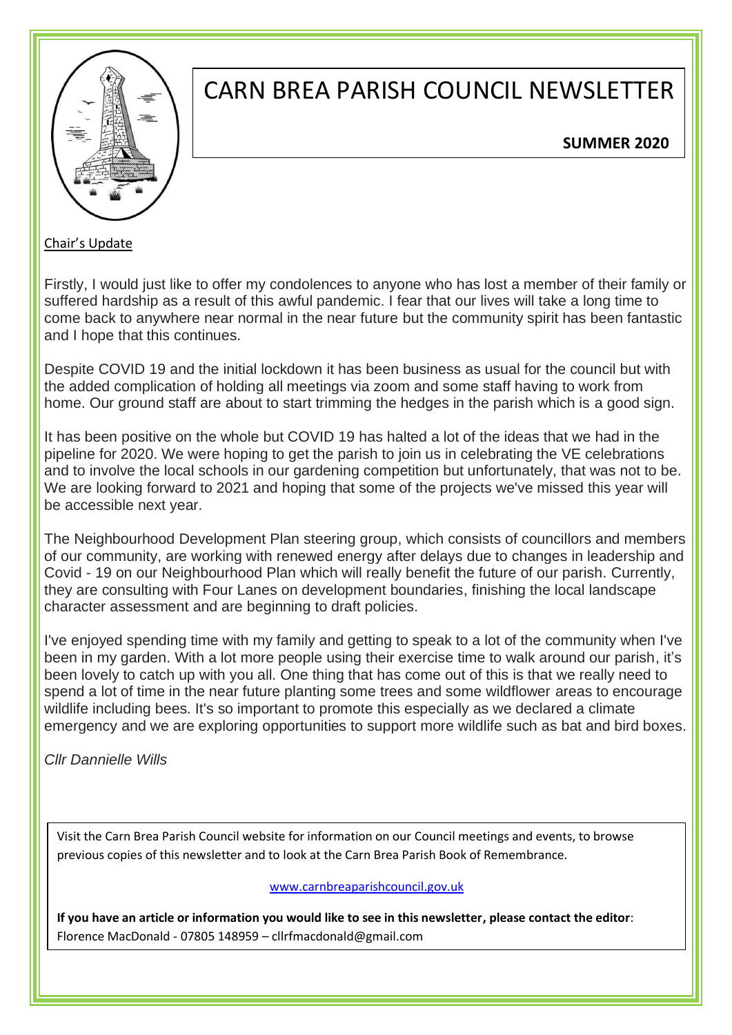# CARN BREA PARISH COUNCIL NEWSLETTER

**SUMMER 2020**

## Chair's Update

Firstly, I would just like to offer my condolences to anyone who has lost a member of their family or suffered hardship as a result of this awful pandemic. I fear that our lives will take a long time to come back to anywhere near normal in the near future but the community spirit has been fantastic and I hope that this continues.

Despite COVID 19 and the initial lockdown it has been business as usual for the council but with the added complication of holding all meetings via zoom and some staff having to work from home. Our ground staff are about to start trimming the hedges in the parish which is a good sign.

It has been positive on the whole but COVID 19 has halted a lot of the ideas that we had in the pipeline for 2020. We were hoping to get the parish to join us in celebrating the VE celebrations and to involve the local schools in our gardening competition but unfortunately, that was not to be. We are looking forward to 2021 and hoping that some of the projects we've missed this year will be accessible next year.

The Neighbourhood Development Plan steering group, which consists of councillors and members of our community, are working with renewed energy after delays due to changes in leadership and Covid - 19 on our Neighbourhood Plan which will really benefit the future of our parish. Currently, they are consulting with Four Lanes on development boundaries, finishing the local landscape character assessment and are beginning to draft policies.

I've enjoyed spending time with my family and getting to speak to a lot of the community when I've been in my garden. With a lot more people using their exercise time to walk around our parish, it's been lovely to catch up with you all. One thing that has come out of this is that we really need to spend a lot of time in the near future planting some trees and some wildflower areas to encourage wildlife including bees. It's so important to promote this especially as we declared a climate emergency and we are exploring opportunities to support more wildlife such as bat and bird boxes.

*Cllr Dannielle Wills*

Visit the Carn Brea Parish Council website for information on our Council meetings and events, to browse previous copies of this newsletter and to look at the Carn Brea Parish Book of Remembrance.

www.carnbreaparishcouncil.gov.uk

**If you have an article or information you would like to see in this newsletter, please contact the editor**: Florence MacDonald - 07805 148959 – cllrfmacdonald@gmail.com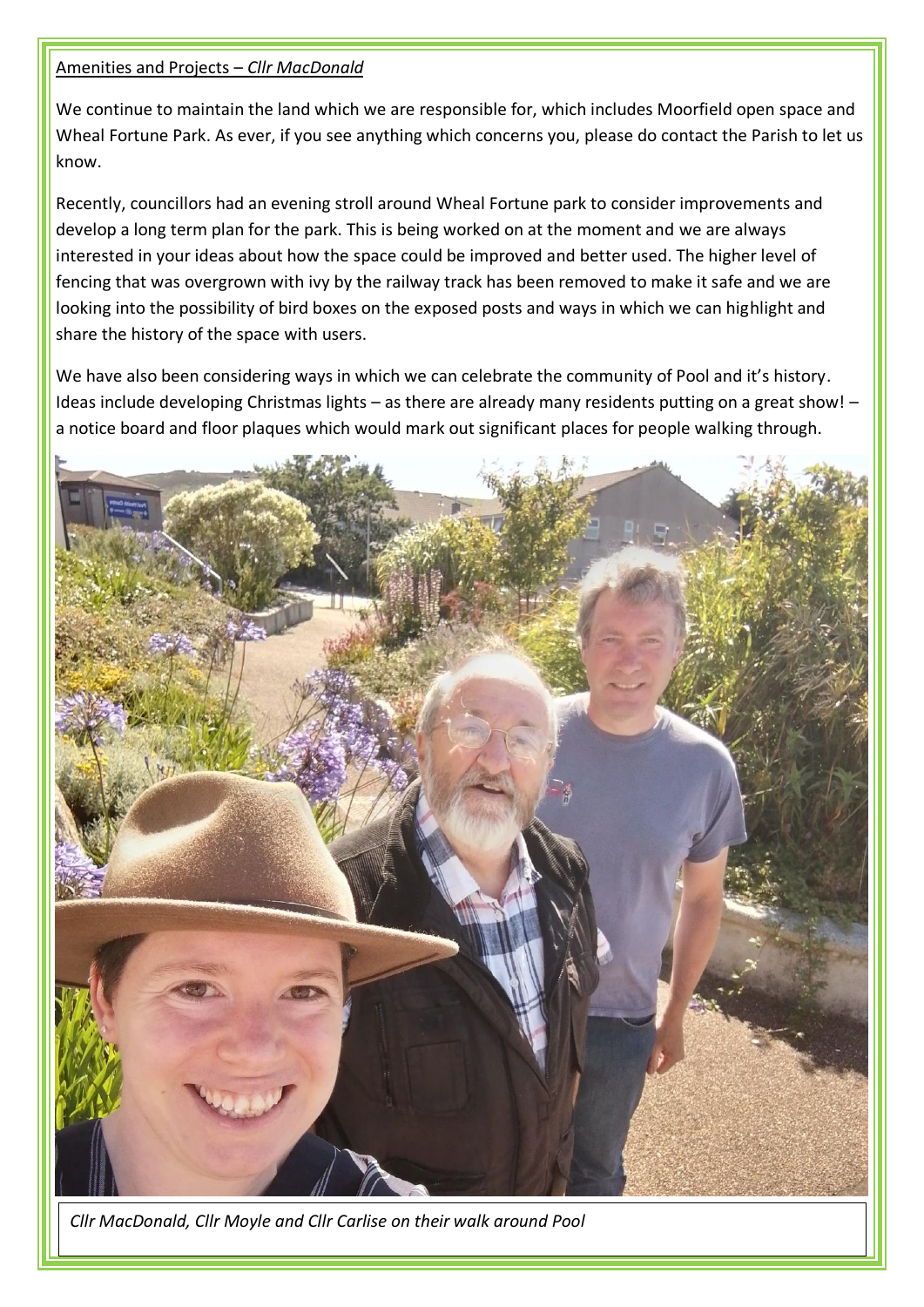Amenities and Projects – *Cllr MacDonald*

We continue to maintain the land which we are responsible for, which includes Moorfield open space and Wheal Fortune Park. As ever, if you see anything which concerns you, please do contact the Parish to let us know.

Recently, councillors had an evening stroll around Wheal Fortune park to consider improvements and develop a long term plan for the park. This is being worked on at the moment and we are always interested in your ideas about how the space could be improved and better used. The higher level of fencing that was overgrown with ivy by the railway track has been removed to make it safe and we are looking into the possibility of bird boxes on the exposed posts and ways in which we can highlight and share the history of the space with users.

We have also been considering ways in which we can celebrate the community of Pool and it's history. Ideas include developing Christmas lights – as there are already many residents putting on a great show! – a notice board and floor plaques which would mark out significant places for people walking through.

*Cllr MacDonald, Cllr Moyle and Cllr Carlise on their walk around Pool*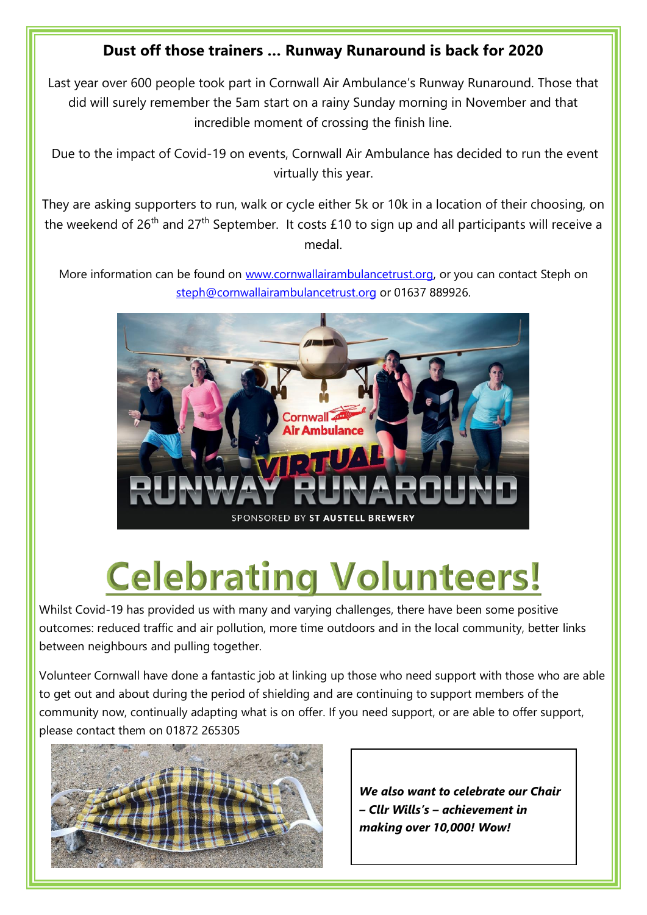**Dust off those trainers … Runway Runaround is back for 2020**

Last year over 600 people took part in Cornwall Air Ambulance's Runway Runaround. Those that did will surely remember the 5am start on a rainy Sunday morning in November and that incredible moment of crossing the finish line.

Due to the impact of Covid-19 on events, Cornwall Air Ambulance has decided to run the event virtually this year.

They are asking supporters to run, walk or cycle either 5k or 10k in a location of their choosing, on the weekend of 26th and 27th September. It costs £10 to sign up and all participants will receive a medal.

More information can be found on www.cornwallairambulancetrust.org, or you can contact Steph on steph@cornwallairambulancetrust.org or 01637 889926.

# Celebrating Volunteers!

Whilst Covid-19 has provided us with many and varying challenges, there have been some positive outcomes: reduced traffic and air pollution, more time outdoors and in the local community, better links between neighbours and pulling together.

Volunteer Cornwall have done a fantastic job at linking up those who need support with those who are able to get out and about during the period of shielding and are continuing to support members of the community now, continually adapting what is on offer. If you need support, or are able to offer support, please contact them on 01872 265305

***We also want to celebrate our Chair – Cllr Wills's – achievement in making over 10,000! Wow!***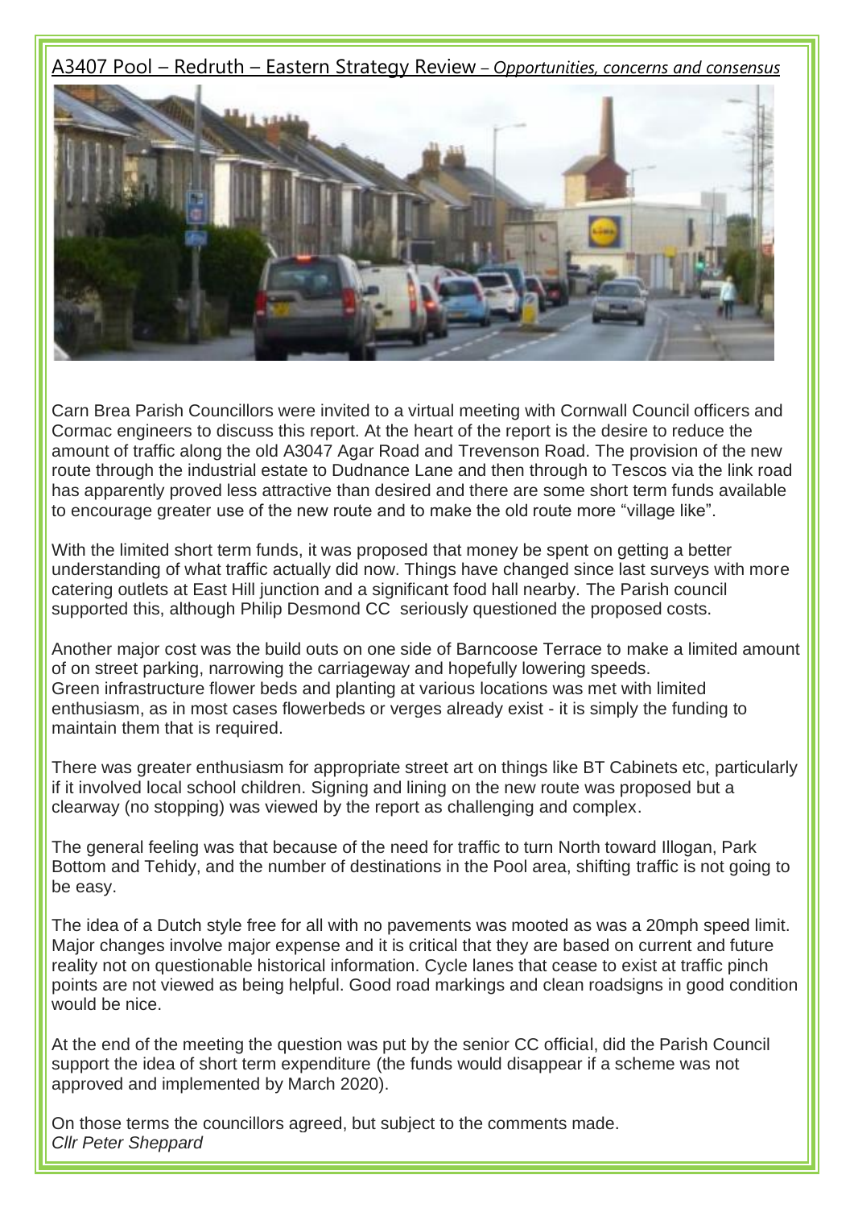## A3407 Pool – Redruth – Eastern Strategy Review – *Opportunities, concerns and consensus*

Carn Brea Parish Councillors were invited to a virtual meeting with Cornwall Council officers and Cormac engineers to discuss this report. At the heart of the report is the desire to reduce the amount of traffic along the old A3047 Agar Road and Trevenson Road. The provision of the new route through the industrial estate to Dudnance Lane and then through to Tescos via the link road has apparently proved less attractive than desired and there are some short term funds available to encourage greater use of the new route and to make the old route more "village like".

With the limited short term funds, it was proposed that money be spent on getting a better understanding of what traffic actually did now. Things have changed since last surveys with more catering outlets at East Hill junction and a significant food hall nearby. The Parish council supported this, although Philip Desmond CC seriously questioned the proposed costs.

Another major cost was the build outs on one side of Barncoose Terrace to make a limited amount of on street parking, narrowing the carriageway and hopefully lowering speeds.
Green infrastructure flower beds and planting at various locations was met with limited enthusiasm, as in most cases flowerbeds or verges already exist - it is simply the funding to maintain them that is required.

There was greater enthusiasm for appropriate street art on things like BT Cabinets etc, particularly if it involved local school children. Signing and lining on the new route was proposed but a clearway (no stopping) was viewed by the report as challenging and complex.

The general feeling was that because of the need for traffic to turn North toward Illogan, Park Bottom and Tehidy, and the number of destinations in the Pool area, shifting traffic is not going to be easy.

The idea of a Dutch style free for all with no pavements was mooted as was a 20mph speed limit. Major changes involve major expense and it is critical that they are based on current and future reality not on questionable historical information. Cycle lanes that cease to exist at traffic pinch points are not viewed as being helpful. Good road markings and clean roadsigns in good condition would be nice.

At the end of the meeting the question was put by the senior CC official, did the Parish Council support the idea of short term expenditure (the funds would disappear if a scheme was not approved and implemented by March 2020).

On those terms the councillors agreed, but subject to the comments made.
*Cllr Peter Sheppard*